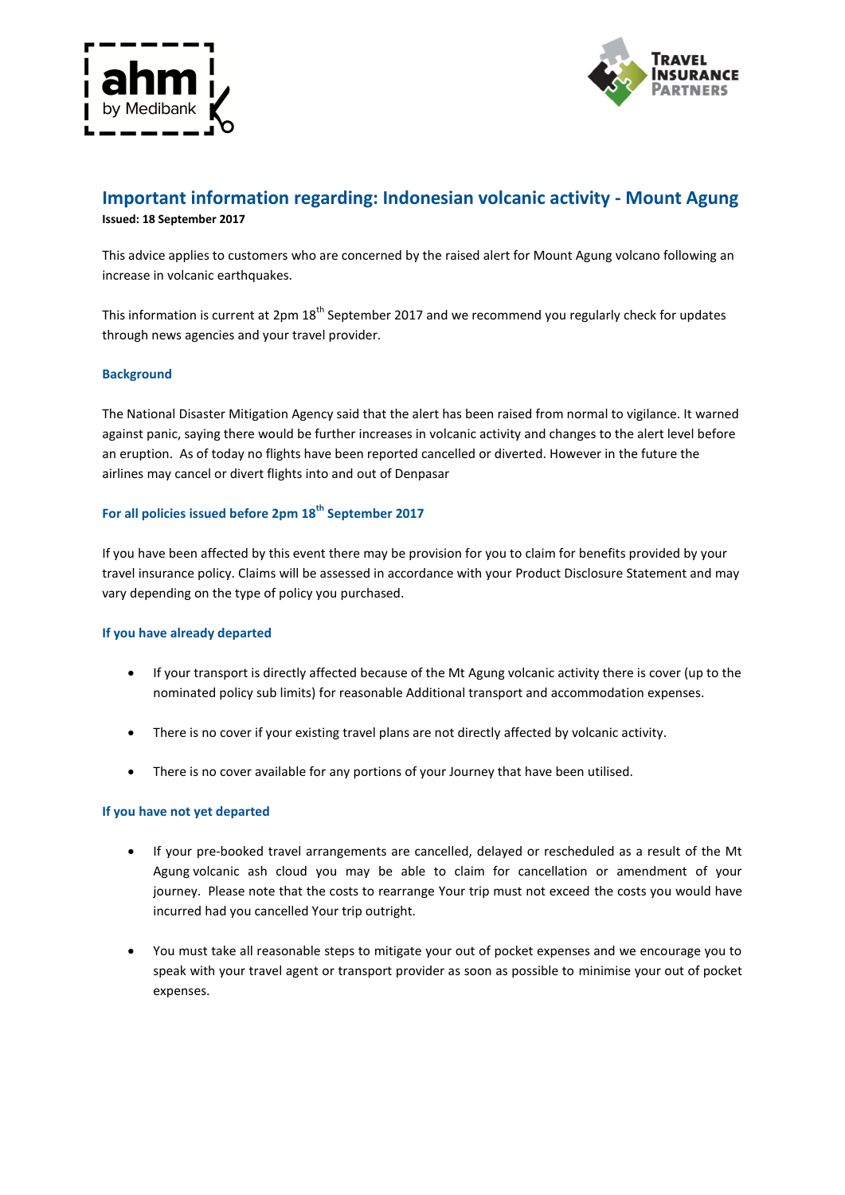# Important information regarding: Indonesian volcanic activity - Mount Agung

**Issued: 18 September 2017**

This advice applies to customers who are concerned by the raised alert for Mount Agung volcano following an increase in volcanic earthquakes.

This information is current at 2pm 18th September 2017 and we recommend you regularly check for updates through news agencies and your travel provider.

## Background

The National Disaster Mitigation Agency said that the alert has been raised from normal to vigilance. It warned against panic, saying there would be further increases in volcanic activity and changes to the alert level before an eruption. As of today no flights have been reported cancelled or diverted. However in the future the airlines may cancel or divert flights into and out of Denpasar

## For all policies issued before 2pm 18th September 2017

If you have been affected by this event there may be provision for you to claim for benefits provided by your travel insurance policy. Claims will be assessed in accordance with your Product Disclosure Statement and may vary depending on the type of policy you purchased.

### If you have already departed

- If your transport is directly affected because of the Mt Agung volcanic activity there is cover (up to the nominated policy sub limits) for reasonable Additional transport and accommodation expenses.
- There is no cover if your existing travel plans are not directly affected by volcanic activity.
- There is no cover available for any portions of your Journey that have been utilised.

### If you have not yet departed

- If your pre-booked travel arrangements are cancelled, delayed or rescheduled as a result of the Mt Agung volcanic ash cloud you may be able to claim for cancellation or amendment of your journey. Please note that the costs to rearrange Your trip must not exceed the costs you would have incurred had you cancelled Your trip outright.
- You must take all reasonable steps to mitigate your out of pocket expenses and we encourage you to speak with your travel agent or transport provider as soon as possible to minimise your out of pocket expenses.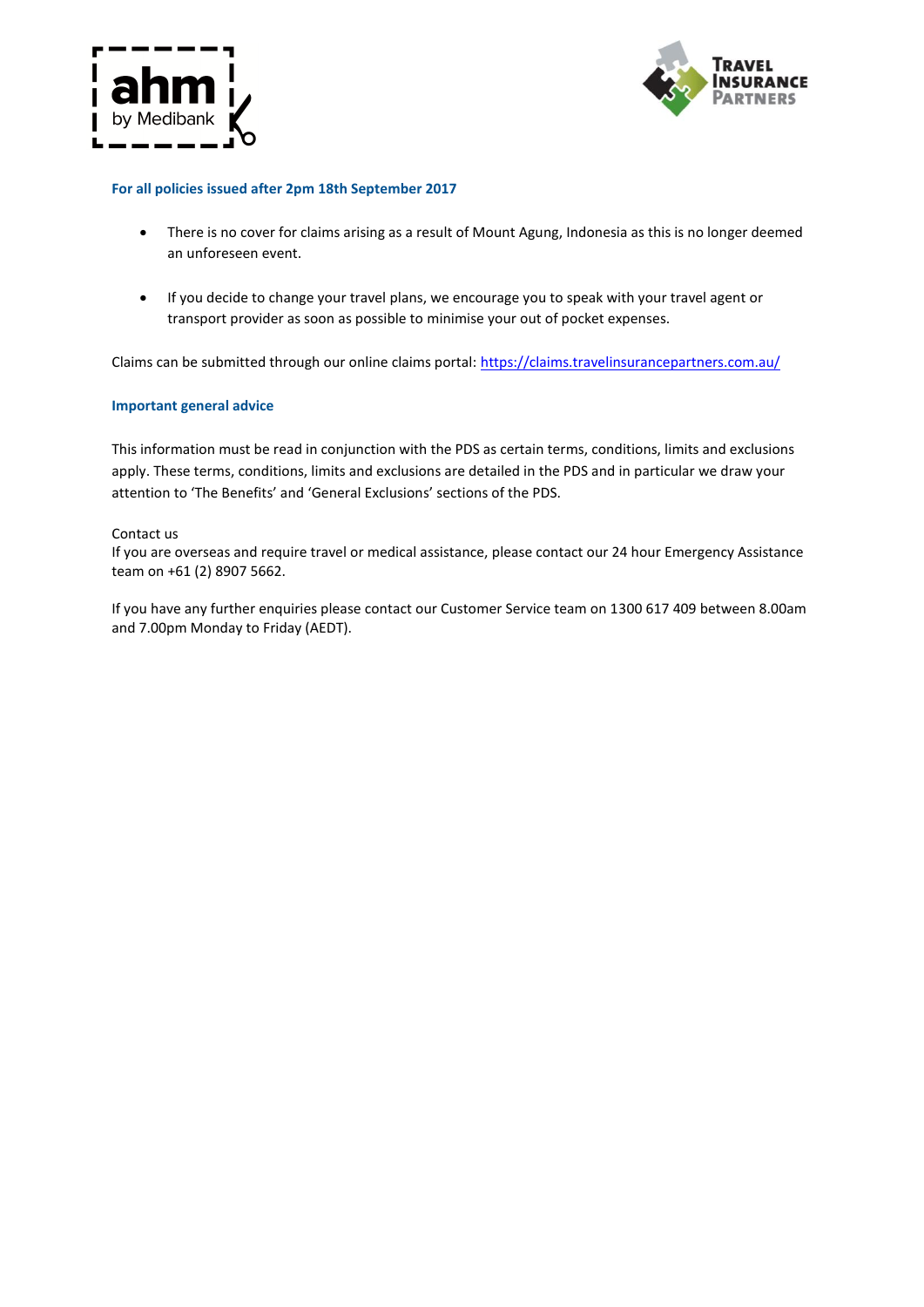**For all policies issued after 2pm 18th September 2017**

- There is no cover for claims arising as a result of Mount Agung, Indonesia as this is no longer deemed an unforeseen event.
- If you decide to change your travel plans, we encourage you to speak with your travel agent or transport provider as soon as possible to minimise your out of pocket expenses.

Claims can be submitted through our online claims portal: https://claims.travelinsurancepartners.com.au/

**Important general advice**

This information must be read in conjunction with the PDS as certain terms, conditions, limits and exclusions apply. These terms, conditions, limits and exclusions are detailed in the PDS and in particular we draw your attention to 'The Benefits' and 'General Exclusions' sections of the PDS.

Contact us
If you are overseas and require travel or medical assistance, please contact our 24 hour Emergency Assistance team on +61 (2) 8907 5662.

If you have any further enquiries please contact our Customer Service team on 1300 617 409 between 8.00am and 7.00pm Monday to Friday (AEDT).